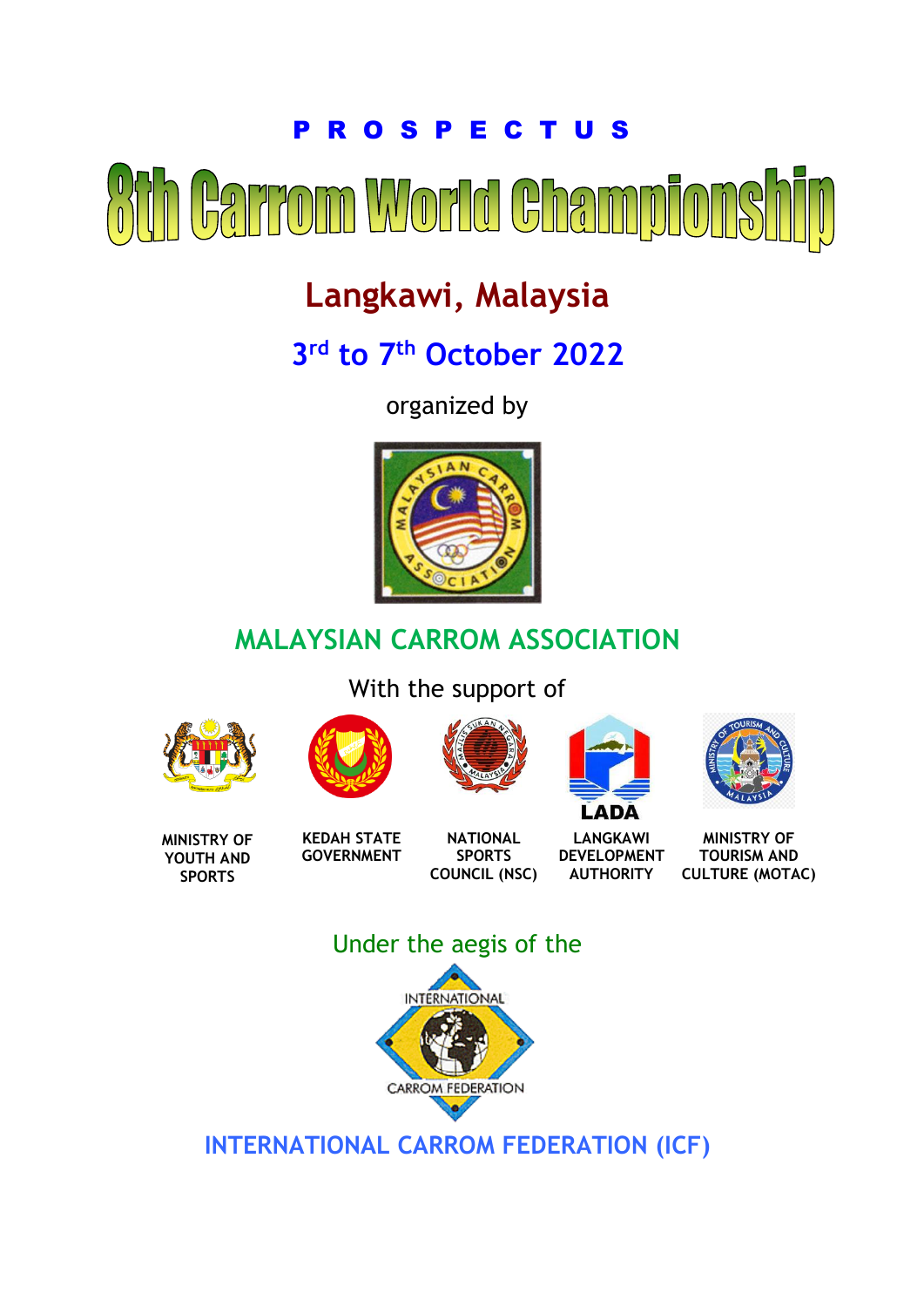P R O S P E C T U S

# 8th Carrom World Championship

## Langkawi, Malaysia

## 3rd to 7th October 2022

organized by

## MALAYSIAN CARROM ASSOCIATION

With the support of

MINISTRY OF YOUTH AND SPORTS

KEDAH STATE GOVERNMENT

NATIONAL SPORTS COUNCIL (NSC)

LANGKAWI DEVELOPMENT AUTHORITY

MINISTRY OF TOURISM AND CULTURE (MOTAC)

Under the aegis of the

## INTERNATIONAL CARROM FEDERATION (ICF)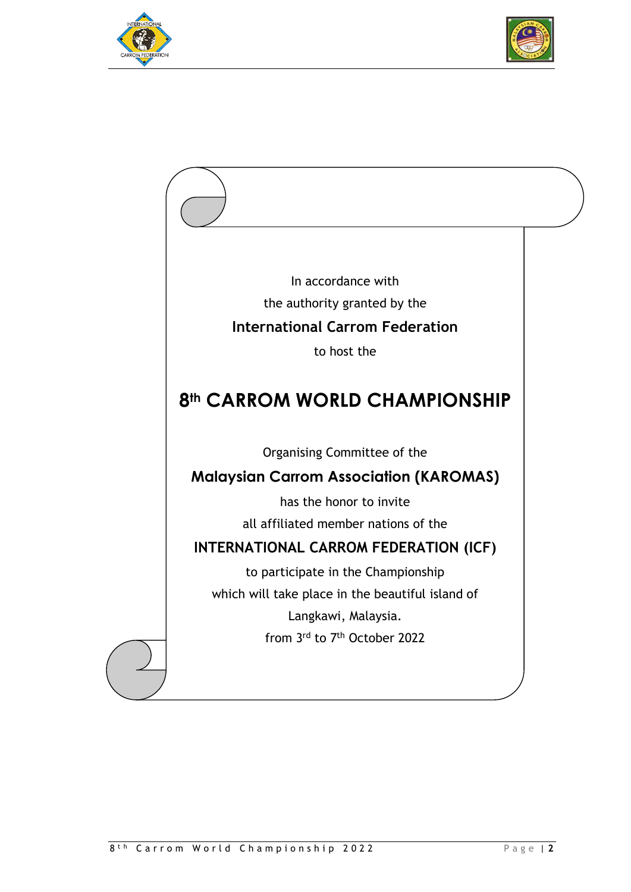In accordance with

the authority granted by the

**International Carrom Federation**

to host the

# 8th CARROM WORLD CHAMPIONSHIP

Organising Committee of the

**Malaysian Carrom Association (KAROMAS)**

has the honor to invite

all affiliated member nations of the

**INTERNATIONAL CARROM FEDERATION (ICF)**

to participate in the Championship

which will take place in the beautiful island of

Langkawi, Malaysia.

from 3rd to 7th October 2022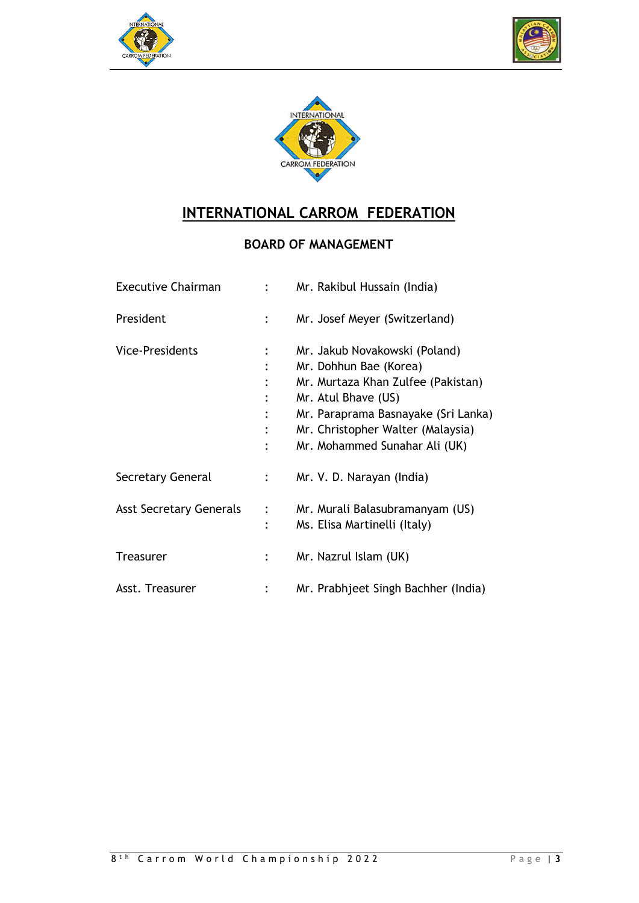# INTERNATIONAL CARROM FEDERATION

## BOARD OF MANAGEMENT

| | | |
|---|---|---|
| Executive Chairman | : | Mr. Rakibul Hussain (India) |
| President | : | Mr. Josef Meyer (Switzerland) |
| Vice-Presidents | : | Mr. Jakub Novakowski (Poland) |
| | : | Mr. Dohhun Bae (Korea) |
| | : | Mr. Murtaza Khan Zulfee (Pakistan) |
| | : | Mr. Atul Bhave (US) |
| | : | Mr. Paraprama Basnayake (Sri Lanka) |
| | : | Mr. Christopher Walter (Malaysia) |
| | : | Mr. Mohammed Sunahar Ali (UK) |
| Secretary General | : | Mr. V. D. Narayan (India) |
| Asst Secretary Generals | : | Mr. Murali Balasubramanyam (US) |
| | : | Ms. Elisa Martinelli (Italy) |
| Treasurer | : | Mr. Nazrul Islam (UK) |
| Asst. Treasurer | : | Mr. Prabhjeet Singh Bachher (India) |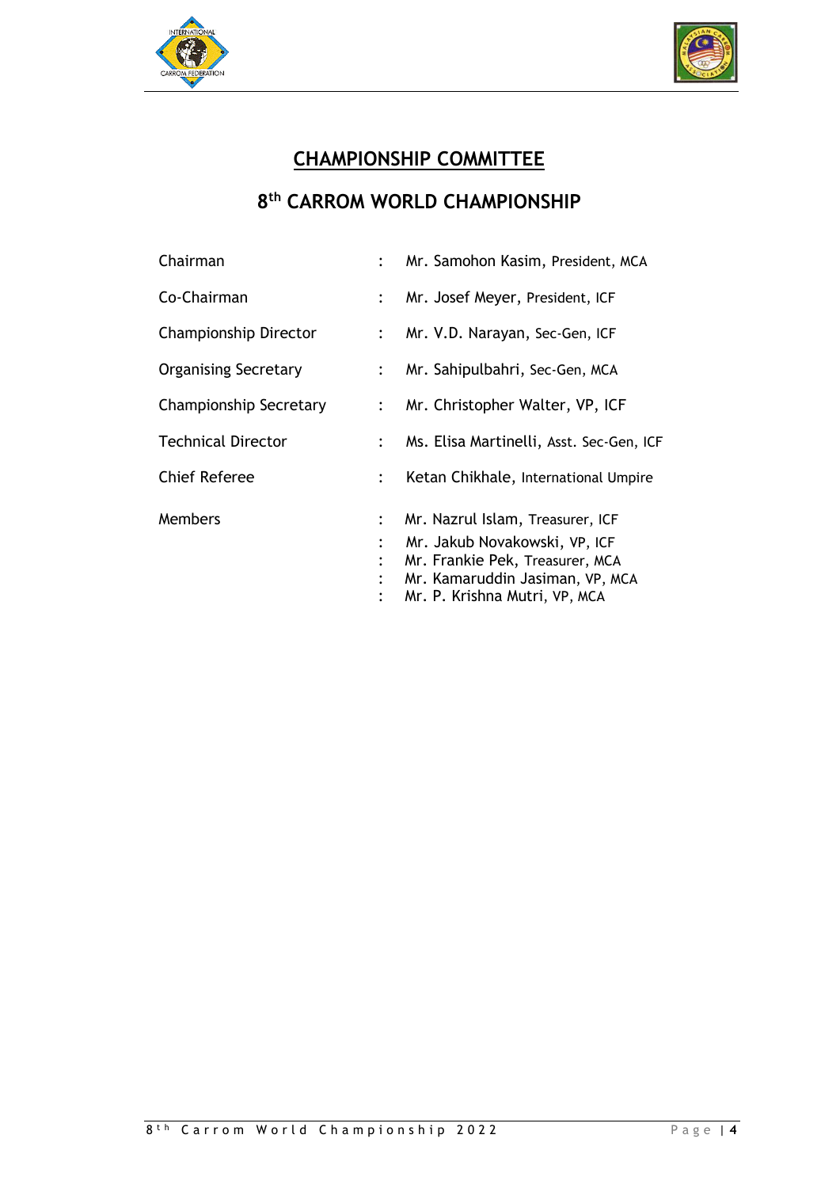# CHAMPIONSHIP COMMITTEE

## 8th CARROM WORLD CHAMPIONSHIP

| | | |
|---|---|---|
| Chairman | : | Mr. Samohon Kasim, President, MCA |
| Co-Chairman | : | Mr. Josef Meyer, President, ICF |
| Championship Director | : | Mr. V.D. Narayan, Sec-Gen, ICF |
| Organising Secretary | : | Mr. Sahipulbahri, Sec-Gen, MCA |
| Championship Secretary | : | Mr. Christopher Walter, VP, ICF |
| Technical Director | : | Ms. Elisa Martinelli, Asst. Sec-Gen, ICF |
| Chief Referee | : | Ketan Chikhale, International Umpire |
| Members | : | Mr. Nazrul Islam, Treasurer, ICF |
| | : | Mr. Jakub Novakowski, VP, ICF |
| | : | Mr. Frankie Pek, Treasurer, MCA |
| | : | Mr. Kamaruddin Jasiman, VP, MCA |
| | : | Mr. P. Krishna Mutri, VP, MCA |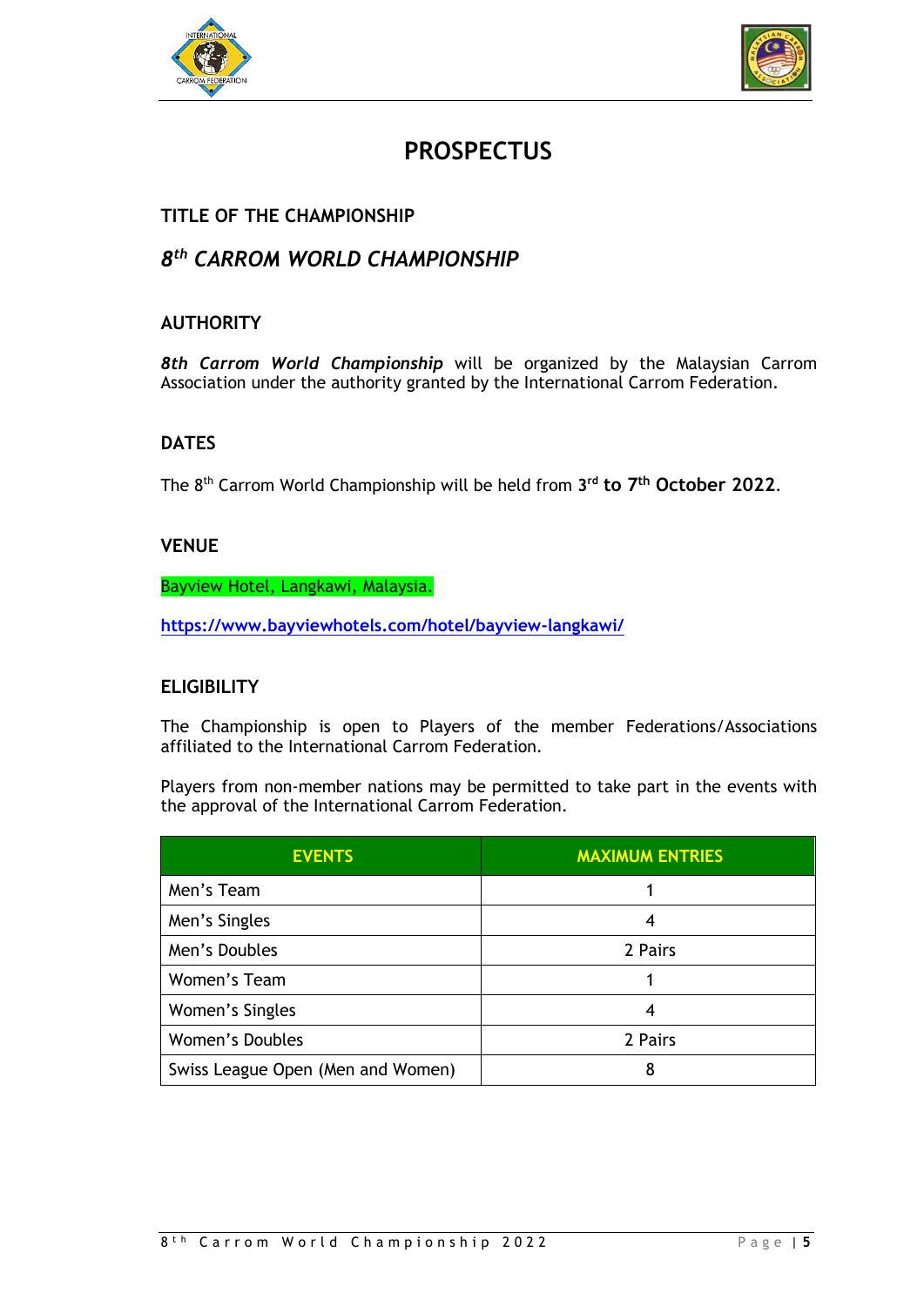# PROSPECTUS

## TITLE OF THE CHAMPIONSHIP

## *8th CARROM WORLD CHAMPIONSHIP*

## AUTHORITY

***8th Carrom World Championship*** will be organized by the Malaysian Carrom Association under the authority granted by the International Carrom Federation.

## DATES

The 8th Carrom World Championship will be held from **3rd to 7th October 2022**.

## VENUE

Bayview Hotel, Langkawi, Malaysia.

**https://www.bayviewhotels.com/hotel/bayview-langkawi/**

## ELIGIBILITY

The Championship is open to Players of the member Federations/Associations affiliated to the International Carrom Federation.

Players from non-member nations may be permitted to take part in the events with the approval of the International Carrom Federation.

| EVENTS | MAXIMUM ENTRIES |
|---|---|
| Men's Team | 1 |
| Men's Singles | 4 |
| Men's Doubles | 2 Pairs |
| Women's Team | 1 |
| Women's Singles | 4 |
| Women's Doubles | 2 Pairs |
| Swiss League Open (Men and Women) | 8 |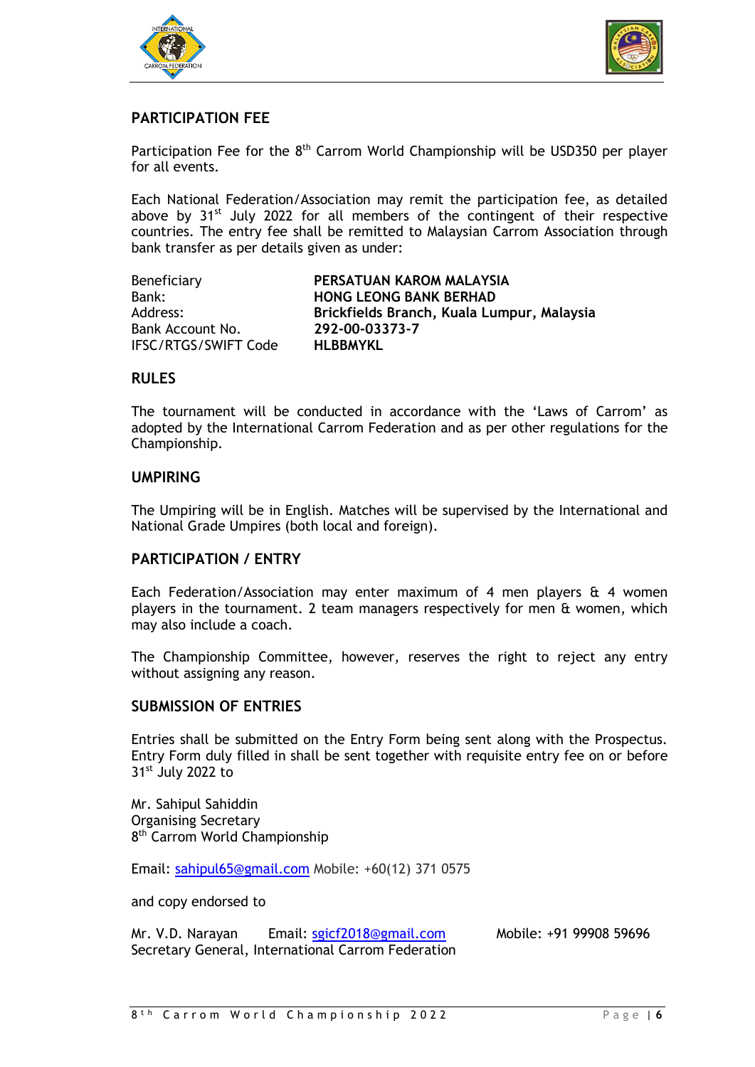## PARTICIPATION FEE

Participation Fee for the 8th Carrom World Championship will be USD350 per player for all events.

Each National Federation/Association may remit the participation fee, as detailed above by 31st July 2022 for all members of the contingent of their respective countries. The entry fee shall be remitted to Malaysian Carrom Association through bank transfer as per details given as under:

| | |
|---|---|
| Beneficiary | **PERSATUAN KAROM MALAYSIA** |
| Bank: | **HONG LEONG BANK BERHAD** |
| Address: | **Brickfields Branch, Kuala Lumpur, Malaysia** |
| Bank Account No. | **292-00-03373-7** |
| IFSC/RTGS/SWIFT Code | **HLBBMYKL** |

## RULES

The tournament will be conducted in accordance with the 'Laws of Carrom' as adopted by the International Carrom Federation and as per other regulations for the Championship.

## UMPIRING

The Umpiring will be in English. Matches will be supervised by the International and National Grade Umpires (both local and foreign).

## PARTICIPATION / ENTRY

Each Federation/Association may enter maximum of 4 men players & 4 women players in the tournament. 2 team managers respectively for men & women, which may also include a coach.

The Championship Committee, however, reserves the right to reject any entry without assigning any reason.

## SUBMISSION OF ENTRIES

Entries shall be submitted on the Entry Form being sent along with the Prospectus. Entry Form duly filled in shall be sent together with requisite entry fee on or before 31st July 2022 to

Mr. Sahipul Sahiddin
Organising Secretary
8th Carrom World Championship

Email: sahipul65@gmail.com Mobile: +60(12) 371 0575

and copy endorsed to

Mr. V.D. Narayan Email: sgicf2018@gmail.com Mobile: +91 99908 59696
Secretary General, International Carrom Federation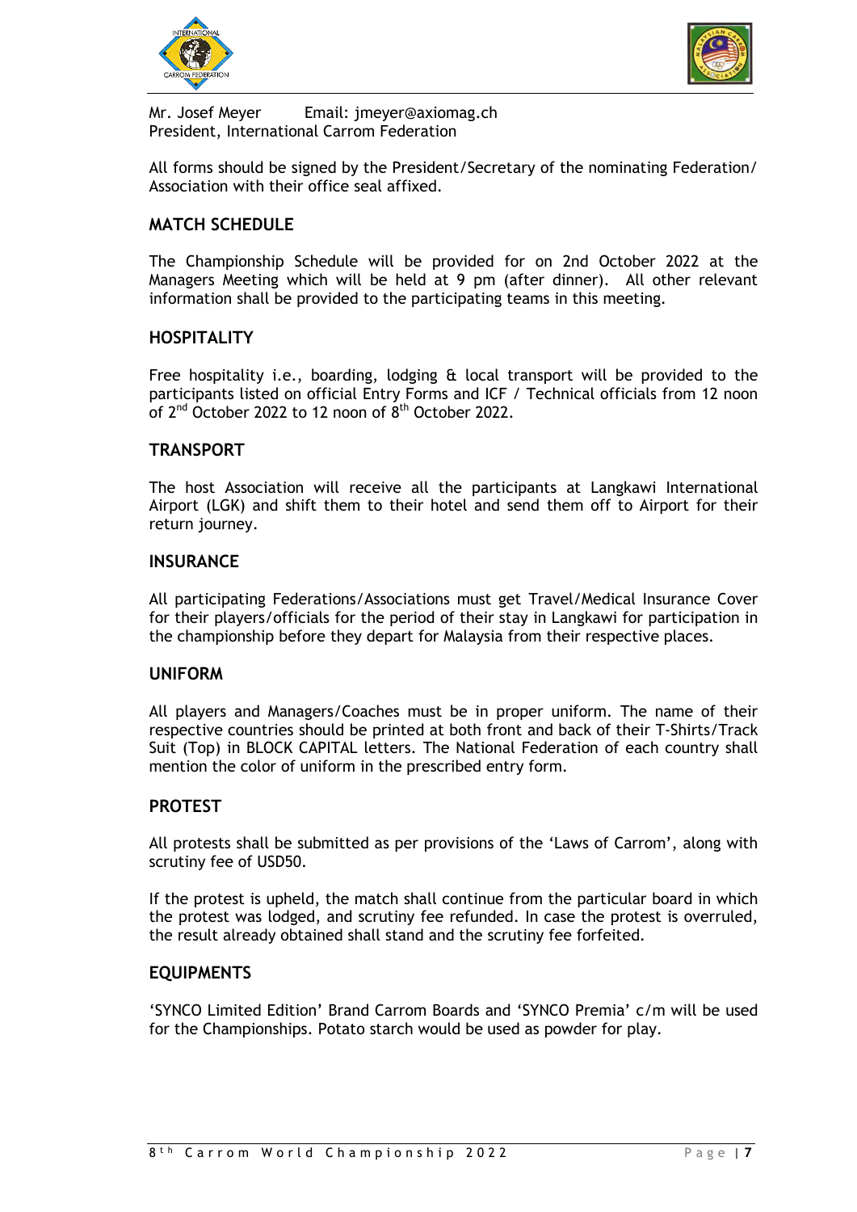Mr. Josef Meyer Email: jmeyer@axiomag.ch
President, International Carrom Federation

All forms should be signed by the President/Secretary of the nominating Federation/ Association with their office seal affixed.

## MATCH SCHEDULE

The Championship Schedule will be provided for on 2nd October 2022 at the Managers Meeting which will be held at 9 pm (after dinner). All other relevant information shall be provided to the participating teams in this meeting.

## HOSPITALITY

Free hospitality i.e., boarding, lodging & local transport will be provided to the participants listed on official Entry Forms and ICF / Technical officials from 12 noon of 2nd October 2022 to 12 noon of 8th October 2022.

## TRANSPORT

The host Association will receive all the participants at Langkawi International Airport (LGK) and shift them to their hotel and send them off to Airport for their return journey.

## INSURANCE

All participating Federations/Associations must get Travel/Medical Insurance Cover for their players/officials for the period of their stay in Langkawi for participation in the championship before they depart for Malaysia from their respective places.

## UNIFORM

All players and Managers/Coaches must be in proper uniform. The name of their respective countries should be printed at both front and back of their T-Shirts/Track Suit (Top) in BLOCK CAPITAL letters. The National Federation of each country shall mention the color of uniform in the prescribed entry form.

## PROTEST

All protests shall be submitted as per provisions of the 'Laws of Carrom', along with scrutiny fee of USD50.

If the protest is upheld, the match shall continue from the particular board in which the protest was lodged, and scrutiny fee refunded. In case the protest is overruled, the result already obtained shall stand and the scrutiny fee forfeited.

## EQUIPMENTS

'SYNCO Limited Edition' Brand Carrom Boards and 'SYNCO Premia' c/m will be used for the Championships. Potato starch would be used as powder for play.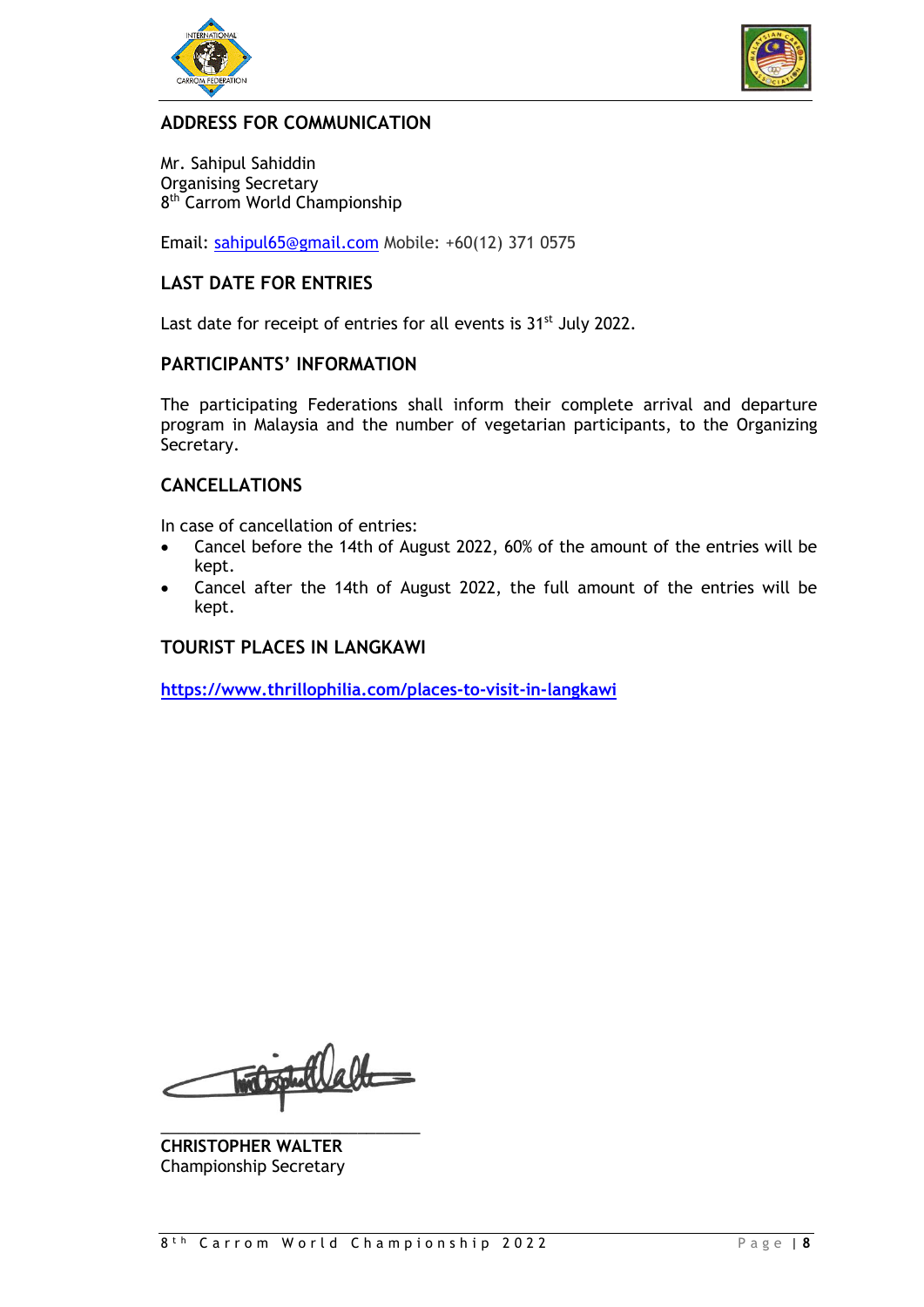## ADDRESS FOR COMMUNICATION

Mr. Sahipul Sahiddin
Organising Secretary
8th Carrom World Championship

Email: sahipul65@gmail.com Mobile: +60(12) 371 0575

## LAST DATE FOR ENTRIES

Last date for receipt of entries for all events is 31st July 2022.

## PARTICIPANTS' INFORMATION

The participating Federations shall inform their complete arrival and departure program in Malaysia and the number of vegetarian participants, to the Organizing Secretary.

## CANCELLATIONS

In case of cancellation of entries:

- Cancel before the 14th of August 2022, 60% of the amount of the entries will be kept.
- Cancel after the 14th of August 2022, the full amount of the entries will be kept.

## TOURIST PLACES IN LANGKAWI

**https://www.thrillophilia.com/places-to-visit-in-langkawi**

**CHRISTOPHER WALTER**
Championship Secretary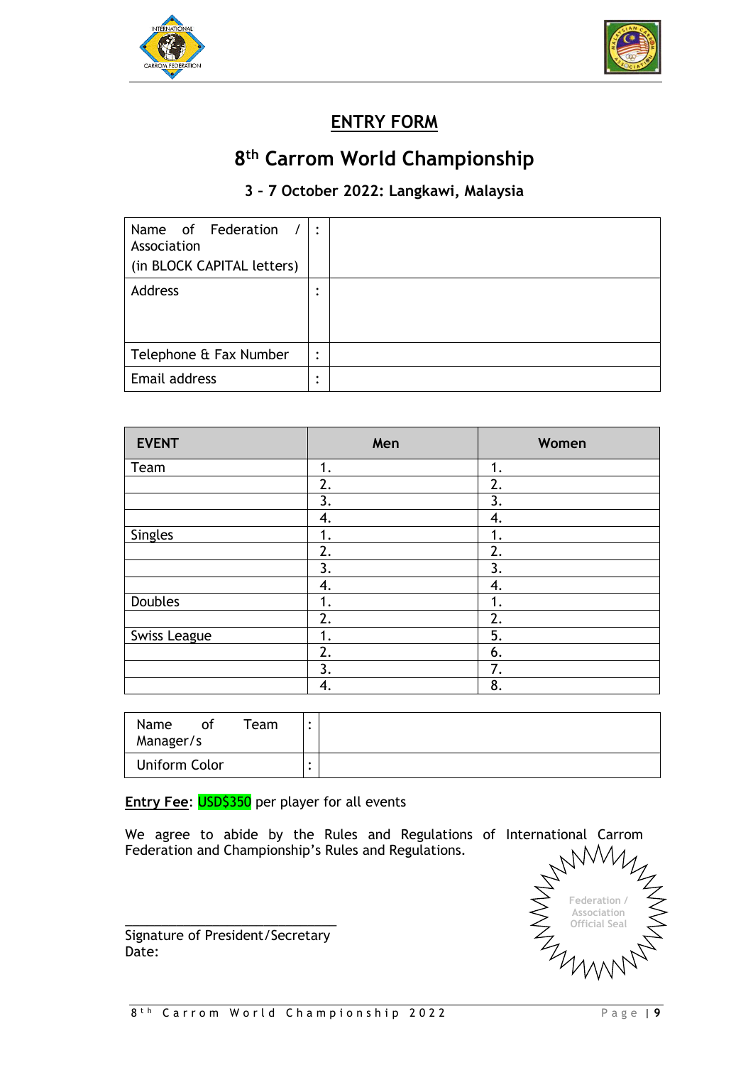# ENTRY FORM

## 8th Carrom World Championship

### 3 – 7 October 2022: Langkawi, Malaysia

| | | |
|---|---|---|
| Name of Federation / Association (in BLOCK CAPITAL letters) | : | |
| Address | : | |
| Telephone & Fax Number | : | |
| Email address | : | |

| EVENT | Men | Women |
|---|---|---|
| Team | 1. | 1. |
| | 2. | 2. |
| | 3. | 3. |
| | 4. | 4. |
| Singles | 1. | 1. |
| | 2. | 2. |
| | 3. | 3. |
| | 4. | 4. |
| Doubles | 1. | 1. |
| | 2. | 2. |
| Swiss League | 1. | 5. |
| | 2. | 6. |
| | 3. | 7. |
| | 4. | 8. |

| | | |
|---|---|---|
| Name of Team Manager/s | : | |
| Uniform Color | : | |

**Entry Fee**: USD$350 per player for all events

We agree to abide by the Rules and Regulations of International Carrom Federation and Championship's Rules and Regulations.

Federation / Association Official Seal

\_\_\_\_\_\_\_\_\_\_\_\_\_\_\_\_\_\_\_\_\_\_\_\_\_\_\_\_\_\_\_\_
Signature of President/Secretary
Date: